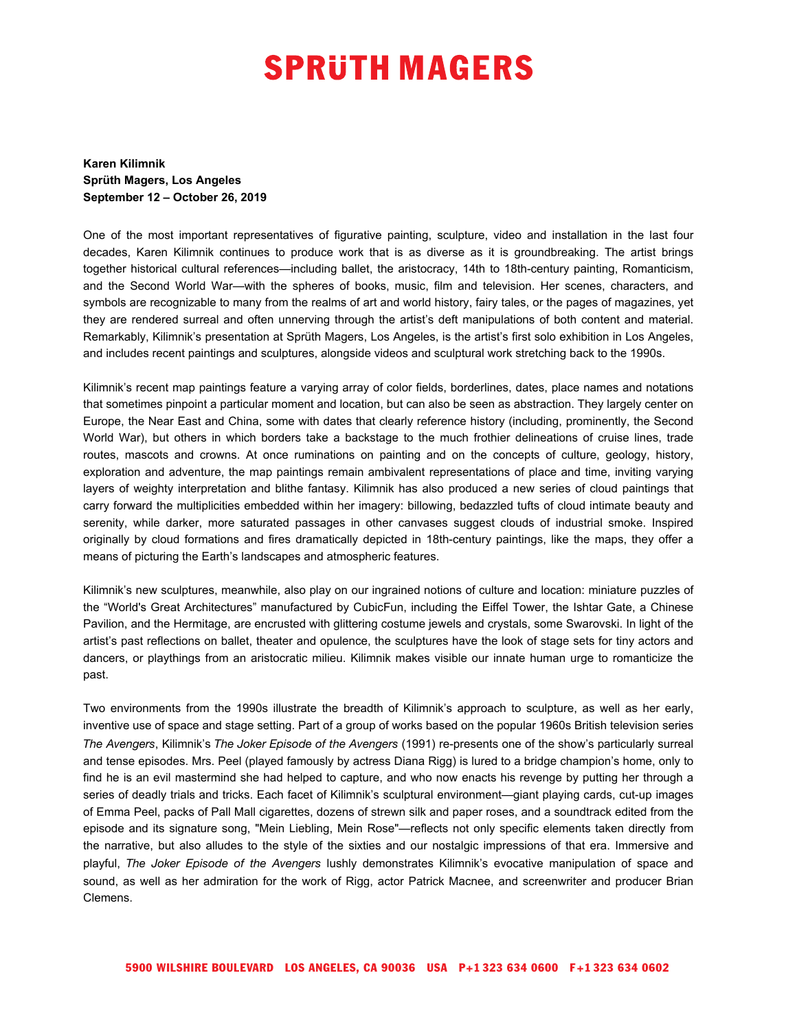# SPRÜTH MAGERS

**Karen Kilimnik**
**Sprüth Magers, Los Angeles**
**September 12 – October 26, 2019**

One of the most important representatives of figurative painting, sculpture, video and installation in the last four decades, Karen Kilimnik continues to produce work that is as diverse as it is groundbreaking. The artist brings together historical cultural references—including ballet, the aristocracy, 14th to 18th-century painting, Romanticism, and the Second World War—with the spheres of books, music, film and television. Her scenes, characters, and symbols are recognizable to many from the realms of art and world history, fairy tales, or the pages of magazines, yet they are rendered surreal and often unnerving through the artist's deft manipulations of both content and material. Remarkably, Kilimnik's presentation at Sprüth Magers, Los Angeles, is the artist's first solo exhibition in Los Angeles, and includes recent paintings and sculptures, alongside videos and sculptural work stretching back to the 1990s.

Kilimnik's recent map paintings feature a varying array of color fields, borderlines, dates, place names and notations that sometimes pinpoint a particular moment and location, but can also be seen as abstraction. They largely center on Europe, the Near East and China, some with dates that clearly reference history (including, prominently, the Second World War), but others in which borders take a backstage to the much frothier delineations of cruise lines, trade routes, mascots and crowns. At once ruminations on painting and on the concepts of culture, geology, history, exploration and adventure, the map paintings remain ambivalent representations of place and time, inviting varying layers of weighty interpretation and blithe fantasy. Kilimnik has also produced a new series of cloud paintings that carry forward the multiplicities embedded within her imagery: billowing, bedazzled tufts of cloud intimate beauty and serenity, while darker, more saturated passages in other canvases suggest clouds of industrial smoke. Inspired originally by cloud formations and fires dramatically depicted in 18th-century paintings, like the maps, they offer a means of picturing the Earth's landscapes and atmospheric features.

Kilimnik's new sculptures, meanwhile, also play on our ingrained notions of culture and location: miniature puzzles of the "World's Great Architectures" manufactured by CubicFun, including the Eiffel Tower, the Ishtar Gate, a Chinese Pavilion, and the Hermitage, are encrusted with glittering costume jewels and crystals, some Swarovski. In light of the artist's past reflections on ballet, theater and opulence, the sculptures have the look of stage sets for tiny actors and dancers, or playthings from an aristocratic milieu. Kilimnik makes visible our innate human urge to romanticize the past.

Two environments from the 1990s illustrate the breadth of Kilimnik's approach to sculpture, as well as her early, inventive use of space and stage setting. Part of a group of works based on the popular 1960s British television series *The Avengers*, Kilimnik's *The Joker Episode of the Avengers* (1991) re-presents one of the show's particularly surreal and tense episodes. Mrs. Peel (played famously by actress Diana Rigg) is lured to a bridge champion's home, only to find he is an evil mastermind she had helped to capture, and who now enacts his revenge by putting her through a series of deadly trials and tricks. Each facet of Kilimnik's sculptural environment—giant playing cards, cut-up images of Emma Peel, packs of Pall Mall cigarettes, dozens of strewn silk and paper roses, and a soundtrack edited from the episode and its signature song, "Mein Liebling, Mein Rose"—reflects not only specific elements taken directly from the narrative, but also alludes to the style of the sixties and our nostalgic impressions of that era. Immersive and playful, *The Joker Episode of the Avengers* lushly demonstrates Kilimnik's evocative manipulation of space and sound, as well as her admiration for the work of Rigg, actor Patrick Macnee, and screenwriter and producer Brian Clemens.

5900 WILSHIRE BOULEVARD LOS ANGELES, CA 90036 USA P+1 323 634 0600 F+1 323 634 0602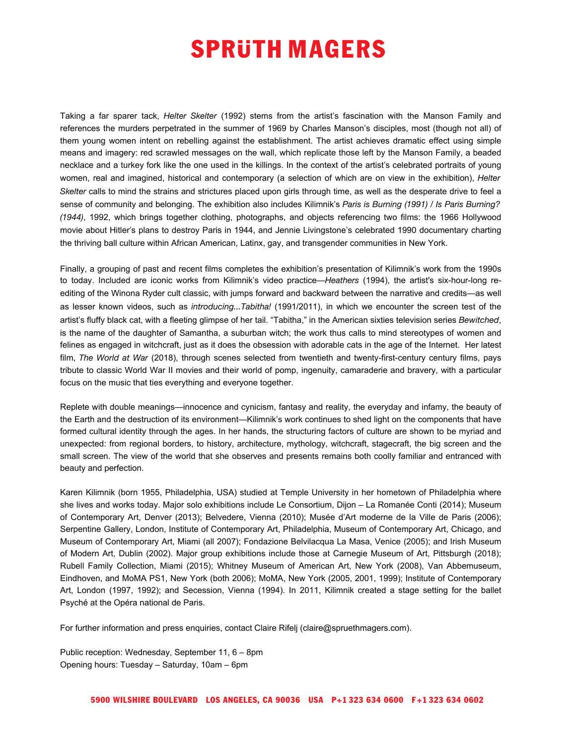Taking a far sparer tack, *Helter Skelter* (1992) stems from the artist's fascination with the Manson Family and references the murders perpetrated in the summer of 1969 by Charles Manson's disciples, most (though not all) of them young women intent on rebelling against the establishment. The artist achieves dramatic effect using simple means and imagery: red scrawled messages on the wall, which replicate those left by the Manson Family, a beaded necklace and a turkey fork like the one used in the killings. In the context of the artist's celebrated portraits of young women, real and imagined, historical and contemporary (a selection of which are on view in the exhibition), *Helter Skelter* calls to mind the strains and strictures placed upon girls through time, as well as the desperate drive to feel a sense of community and belonging. The exhibition also includes Kilimnik's *Paris is Burning (1991) / Is Paris Burning? (1944)*, 1992, which brings together clothing, photographs, and objects referencing two films: the 1966 Hollywood movie about Hitler's plans to destroy Paris in 1944, and Jennie Livingstone's celebrated 1990 documentary charting the thriving ball culture within African American, Latinx, gay, and transgender communities in New York.

Finally, a grouping of past and recent films completes the exhibition's presentation of Kilimnik's work from the 1990s to today. Included are iconic works from Kilimnik's video practice—*Heathers* (1994), the artist's six-hour-long re-editing of the Winona Ryder cult classic, with jumps forward and backward between the narrative and credits—as well as lesser known videos, such as *introducing...Tabitha!* (1991/2011), in which we encounter the screen test of the artist's fluffy black cat, with a fleeting glimpse of her tail. "Tabitha," in the American sixties television series *Bewitched*, is the name of the daughter of Samantha, a suburban witch; the work thus calls to mind stereotypes of women and felines as engaged in witchcraft, just as it does the obsession with adorable cats in the age of the Internet. Her latest film, *The World at War* (2018), through scenes selected from twentieth and twenty-first-century century films, pays tribute to classic World War II movies and their world of pomp, ingenuity, camaraderie and bravery, with a particular focus on the music that ties everything and everyone together.

Replete with double meanings—innocence and cynicism, fantasy and reality, the everyday and infamy, the beauty of the Earth and the destruction of its environment—Kilimnik's work continues to shed light on the components that have formed cultural identity through the ages. In her hands, the structuring factors of culture are shown to be myriad and unexpected: from regional borders, to history, architecture, mythology, witchcraft, stagecraft, the big screen and the small screen. The view of the world that she observes and presents remains both coolly familiar and entranced with beauty and perfection.

Karen Kilimnik (born 1955, Philadelphia, USA) studied at Temple University in her hometown of Philadelphia where she lives and works today. Major solo exhibitions include Le Consortium, Dijon – La Romanée Conti (2014); Museum of Contemporary Art, Denver (2013); Belvedere, Vienna (2010); Musée d'Art moderne de la Ville de Paris (2006); Serpentine Gallery, London, Institute of Contemporary Art, Philadelphia, Museum of Contemporary Art, Chicago, and Museum of Contemporary Art, Miami (all 2007); Fondazione Belvilacqua La Masa, Venice (2005); and Irish Museum of Modern Art, Dublin (2002). Major group exhibitions include those at Carnegie Museum of Art, Pittsburgh (2018); Rubell Family Collection, Miami (2015); Whitney Museum of American Art, New York (2008), Van Abbemuseum, Eindhoven, and MoMA PS1, New York (both 2006); MoMA, New York (2005, 2001, 1999); Institute of Contemporary Art, London (1997, 1992); and Secession, Vienna (1994). In 2011, Kilimnik created a stage setting for the ballet Psyché at the Opéra national de Paris.

For further information and press enquiries, contact Claire Rifelj (claire@spruethmagers.com).

Public reception: Wednesday, September 11, 6 – 8pm
Opening hours: Tuesday – Saturday, 10am – 6pm